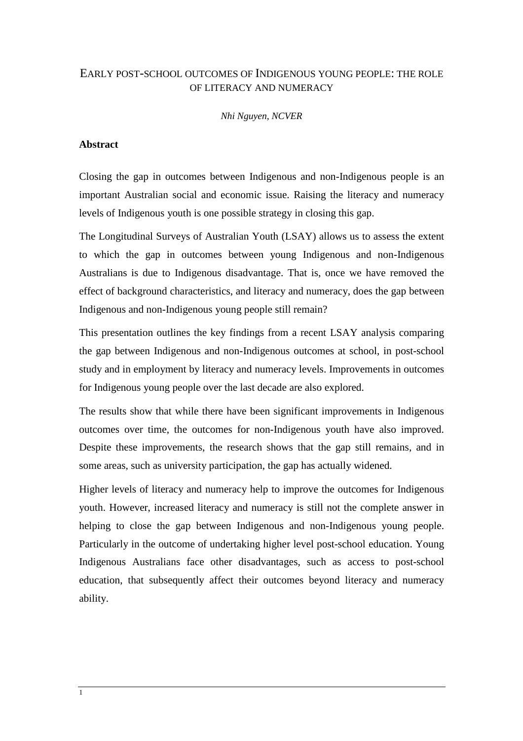# EARLY POST-SCHOOL OUTCOMES OF INDIGENOUS YOUNG PEOPLE: THE ROLE OF LITERACY AND NUMERACY

*Nhi Nguyen, NCVER*

**Abstract**

Closing the gap in outcomes between Indigenous and non-Indigenous people is an important Australian social and economic issue. Raising the literacy and numeracy levels of Indigenous youth is one possible strategy in closing this gap.

The Longitudinal Surveys of Australian Youth (LSAY) allows us to assess the extent to which the gap in outcomes between young Indigenous and non-Indigenous Australians is due to Indigenous disadvantage. That is, once we have removed the effect of background characteristics, and literacy and numeracy, does the gap between Indigenous and non-Indigenous young people still remain?

This presentation outlines the key findings from a recent LSAY analysis comparing the gap between Indigenous and non-Indigenous outcomes at school, in post-school study and in employment by literacy and numeracy levels. Improvements in outcomes for Indigenous young people over the last decade are also explored.

The results show that while there have been significant improvements in Indigenous outcomes over time, the outcomes for non-Indigenous youth have also improved. Despite these improvements, the research shows that the gap still remains, and in some areas, such as university participation, the gap has actually widened.

Higher levels of literacy and numeracy help to improve the outcomes for Indigenous youth. However, increased literacy and numeracy is still not the complete answer in helping to close the gap between Indigenous and non-Indigenous young people. Particularly in the outcome of undertaking higher level post-school education. Young Indigenous Australians face other disadvantages, such as access to post-school education, that subsequently affect their outcomes beyond literacy and numeracy ability.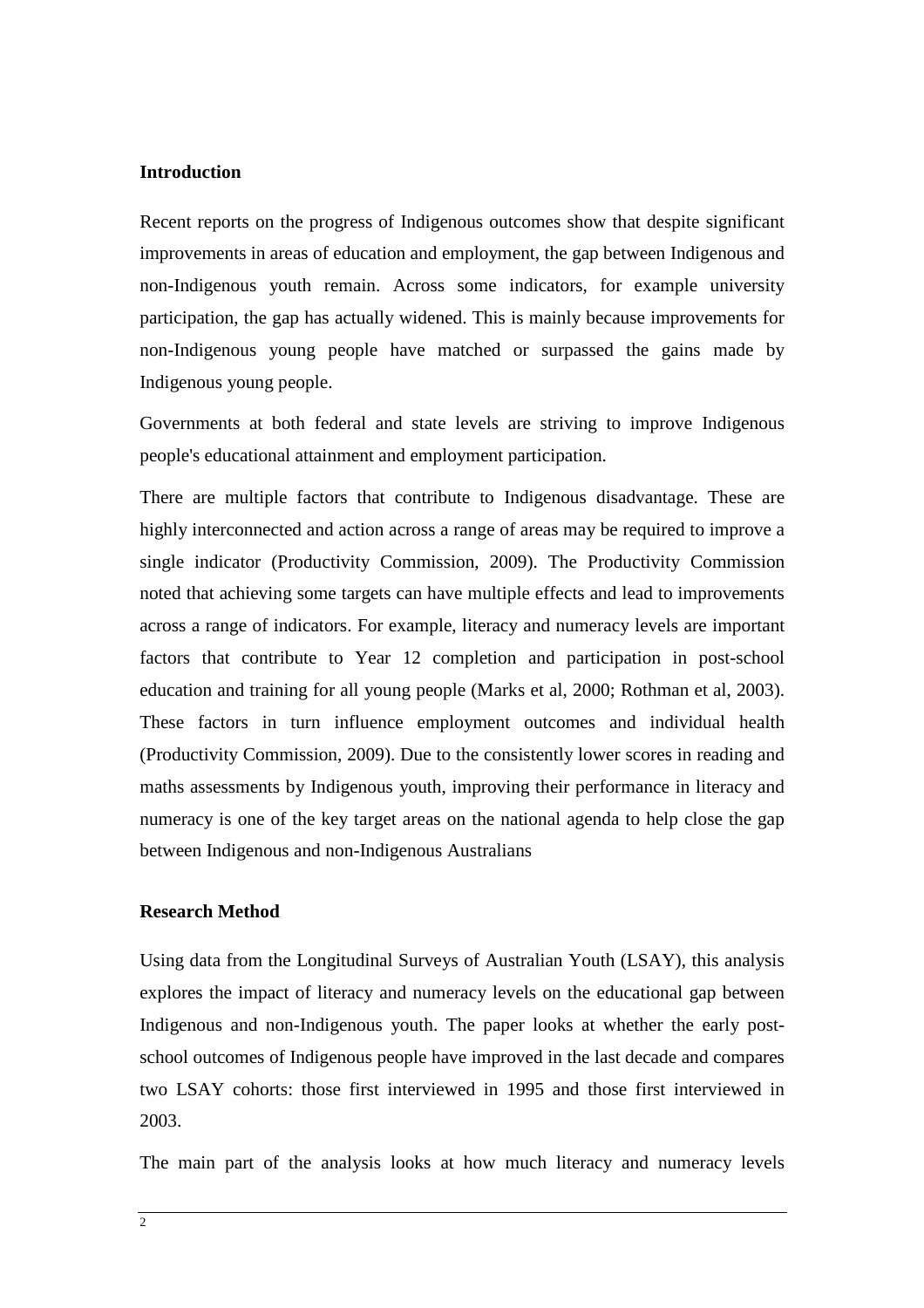## Introduction

Recent reports on the progress of Indigenous outcomes show that despite significant improvements in areas of education and employment, the gap between Indigenous and non-Indigenous youth remain. Across some indicators, for example university participation, the gap has actually widened. This is mainly because improvements for non-Indigenous young people have matched or surpassed the gains made by Indigenous young people.

Governments at both federal and state levels are striving to improve Indigenous people's educational attainment and employment participation.

There are multiple factors that contribute to Indigenous disadvantage. These are highly interconnected and action across a range of areas may be required to improve a single indicator (Productivity Commission, 2009). The Productivity Commission noted that achieving some targets can have multiple effects and lead to improvements across a range of indicators. For example, literacy and numeracy levels are important factors that contribute to Year 12 completion and participation in post-school education and training for all young people (Marks et al, 2000; Rothman et al, 2003). These factors in turn influence employment outcomes and individual health (Productivity Commission, 2009). Due to the consistently lower scores in reading and maths assessments by Indigenous youth, improving their performance in literacy and numeracy is one of the key target areas on the national agenda to help close the gap between Indigenous and non-Indigenous Australians

## Research Method

Using data from the Longitudinal Surveys of Australian Youth (LSAY), this analysis explores the impact of literacy and numeracy levels on the educational gap between Indigenous and non-Indigenous youth. The paper looks at whether the early post-school outcomes of Indigenous people have improved in the last decade and compares two LSAY cohorts: those first interviewed in 1995 and those first interviewed in 2003.

The main part of the analysis looks at how much literacy and numeracy levels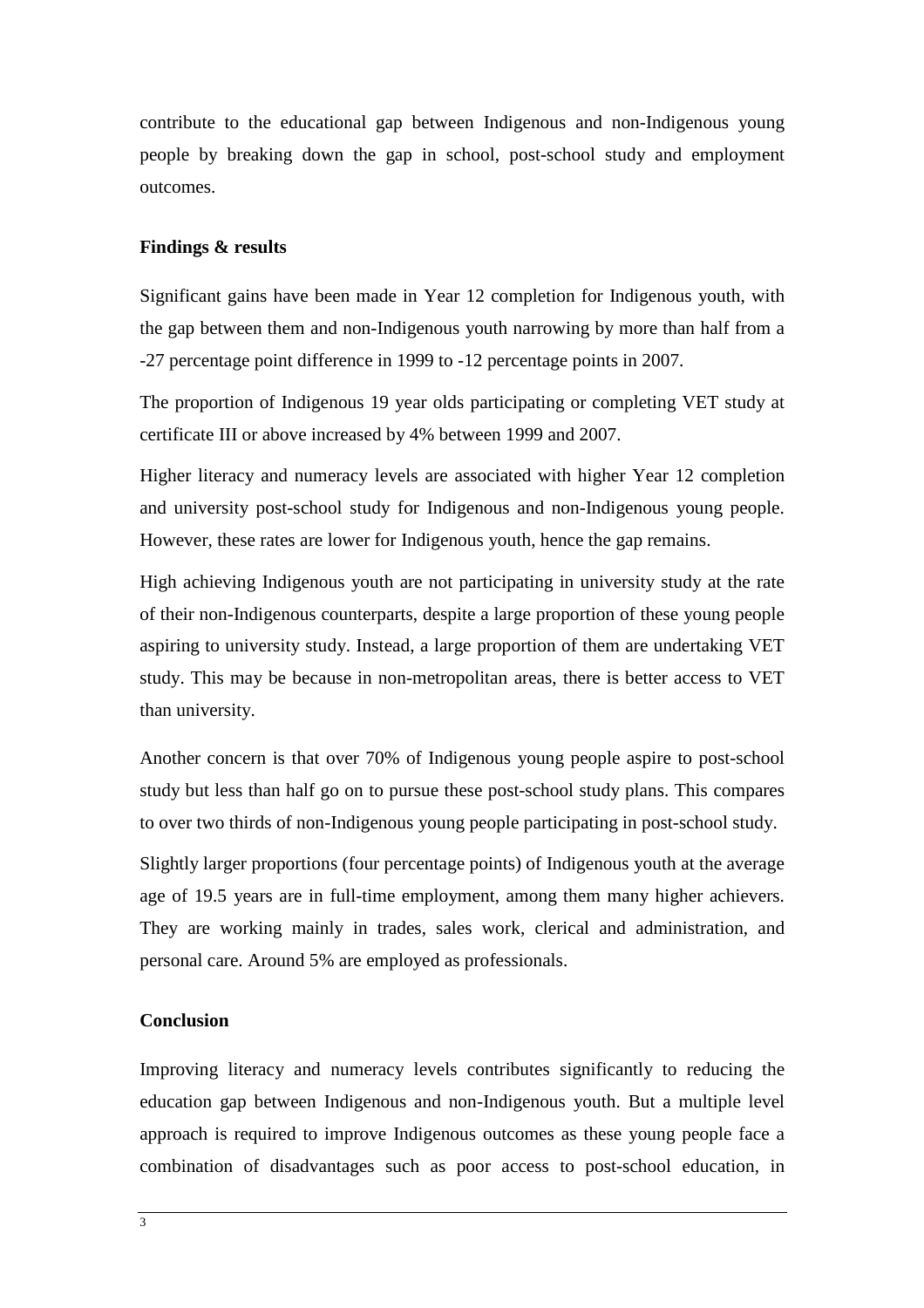contribute to the educational gap between Indigenous and non-Indigenous young people by breaking down the gap in school, post-school study and employment outcomes.

**Findings & results**

Significant gains have been made in Year 12 completion for Indigenous youth, with the gap between them and non-Indigenous youth narrowing by more than half from a -27 percentage point difference in 1999 to -12 percentage points in 2007.

The proportion of Indigenous 19 year olds participating or completing VET study at certificate III or above increased by 4% between 1999 and 2007.

Higher literacy and numeracy levels are associated with higher Year 12 completion and university post-school study for Indigenous and non-Indigenous young people. However, these rates are lower for Indigenous youth, hence the gap remains.

High achieving Indigenous youth are not participating in university study at the rate of their non-Indigenous counterparts, despite a large proportion of these young people aspiring to university study. Instead, a large proportion of them are undertaking VET study. This may be because in non-metropolitan areas, there is better access to VET than university.

Another concern is that over 70% of Indigenous young people aspire to post-school study but less than half go on to pursue these post-school study plans. This compares to over two thirds of non-Indigenous young people participating in post-school study.

Slightly larger proportions (four percentage points) of Indigenous youth at the average age of 19.5 years are in full-time employment, among them many higher achievers. They are working mainly in trades, sales work, clerical and administration, and personal care. Around 5% are employed as professionals.

**Conclusion**

Improving literacy and numeracy levels contributes significantly to reducing the education gap between Indigenous and non-Indigenous youth. But a multiple level approach is required to improve Indigenous outcomes as these young people face a combination of disadvantages such as poor access to post-school education, in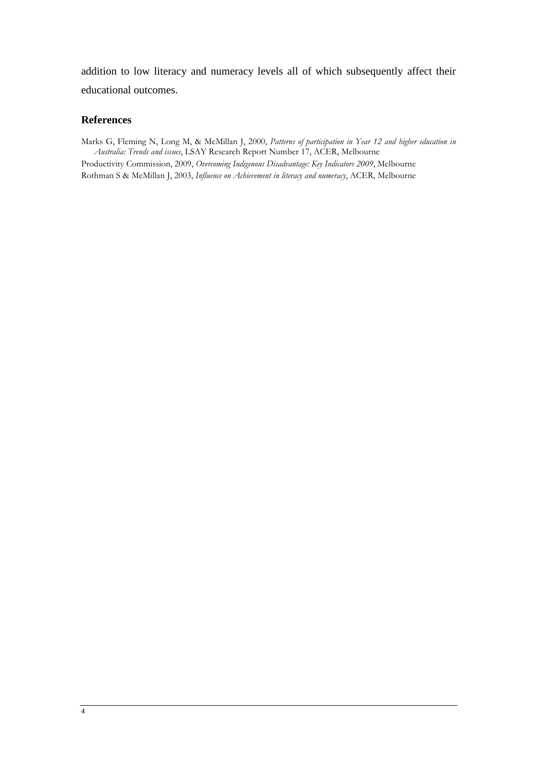addition to low literacy and numeracy levels all of which subsequently affect their educational outcomes.

## References

Marks G, Fleming N, Long M, & McMillan J, 2000, *Patterns of participation in Year 12 and higher education in Australia: Trends and issues*, LSAY Research Report Number 17, ACER, Melbourne

Productivity Commission, 2009, *Overcoming Indigenous Disadvantage: Key Indicators 2009*, Melbourne

Rothman S & McMillan J, 2003, *Influence on Achievement in literacy and numeracy*, ACER, Melbourne